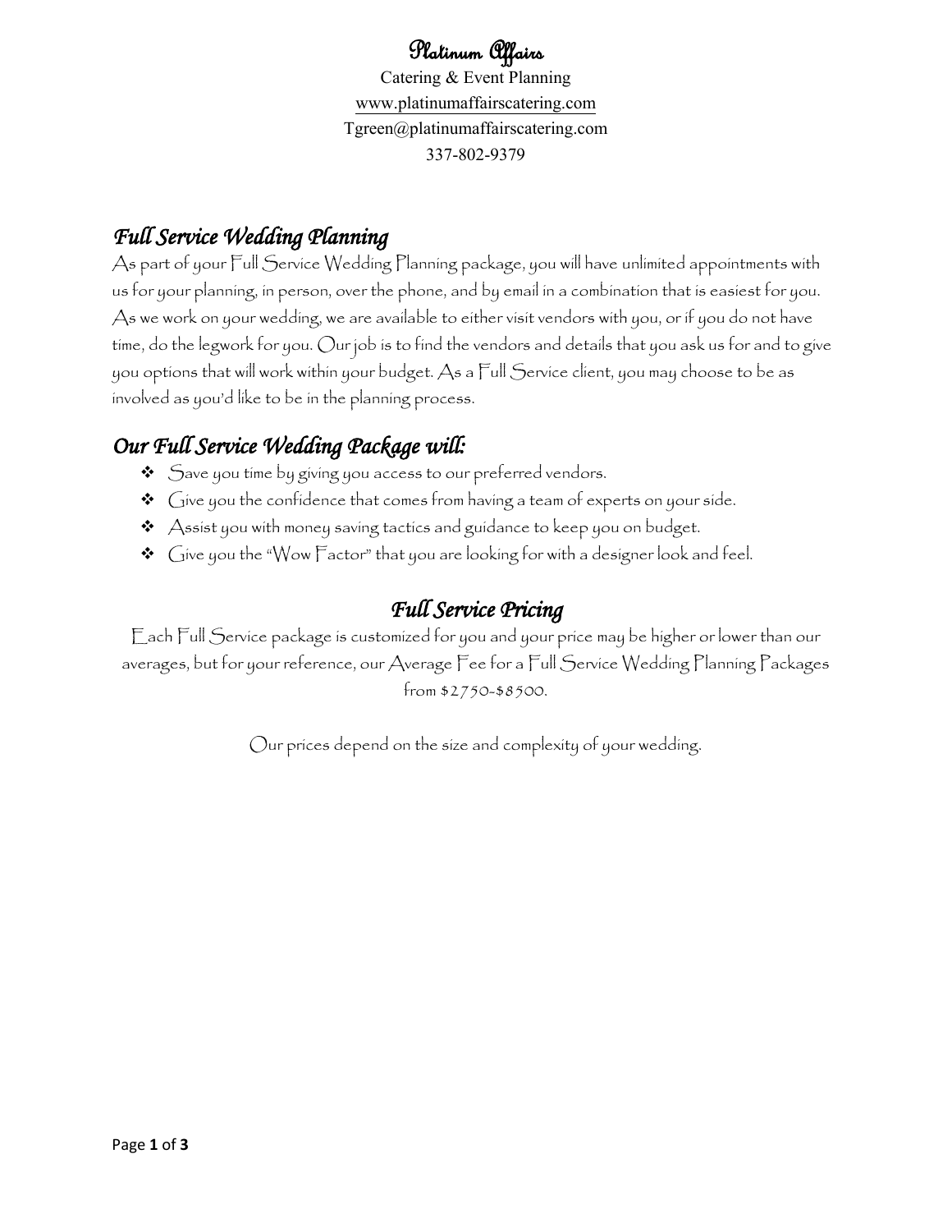# Platinum Affairs

Catering & Event Planning
www.platinumaffairscatering.com
Tgreen@platinumaffairscatering.com
337-802-9379

## *Full Service Wedding Planning*

As part of your Full Service Wedding Planning package, you will have unlimited appointments with us for your planning, in person, over the phone, and by email in a combination that is easiest for you. As we work on your wedding, we are available to either visit vendors with you, or if you do not have time, do the legwork for you. Our job is to find the vendors and details that you ask us for and to give you options that will work within your budget. As a Full Service client, you may choose to be as involved as you'd like to be in the planning process.

## *Our Full Service Wedding Package will:*

- Save you time by giving you access to our preferred vendors.
- Give you the confidence that comes from having a team of experts on your side.
- Assist you with money saving tactics and guidance to keep you on budget.
- Give you the "Wow Factor" that you are looking for with a designer look and feel.

## *Full Service Pricing*

Each Full Service package is customized for you and your price may be higher or lower than our averages, but for your reference, our Average Fee for a Full Service Wedding Planning Packages from $2750-$8500.

Our prices depend on the size and complexity of your wedding.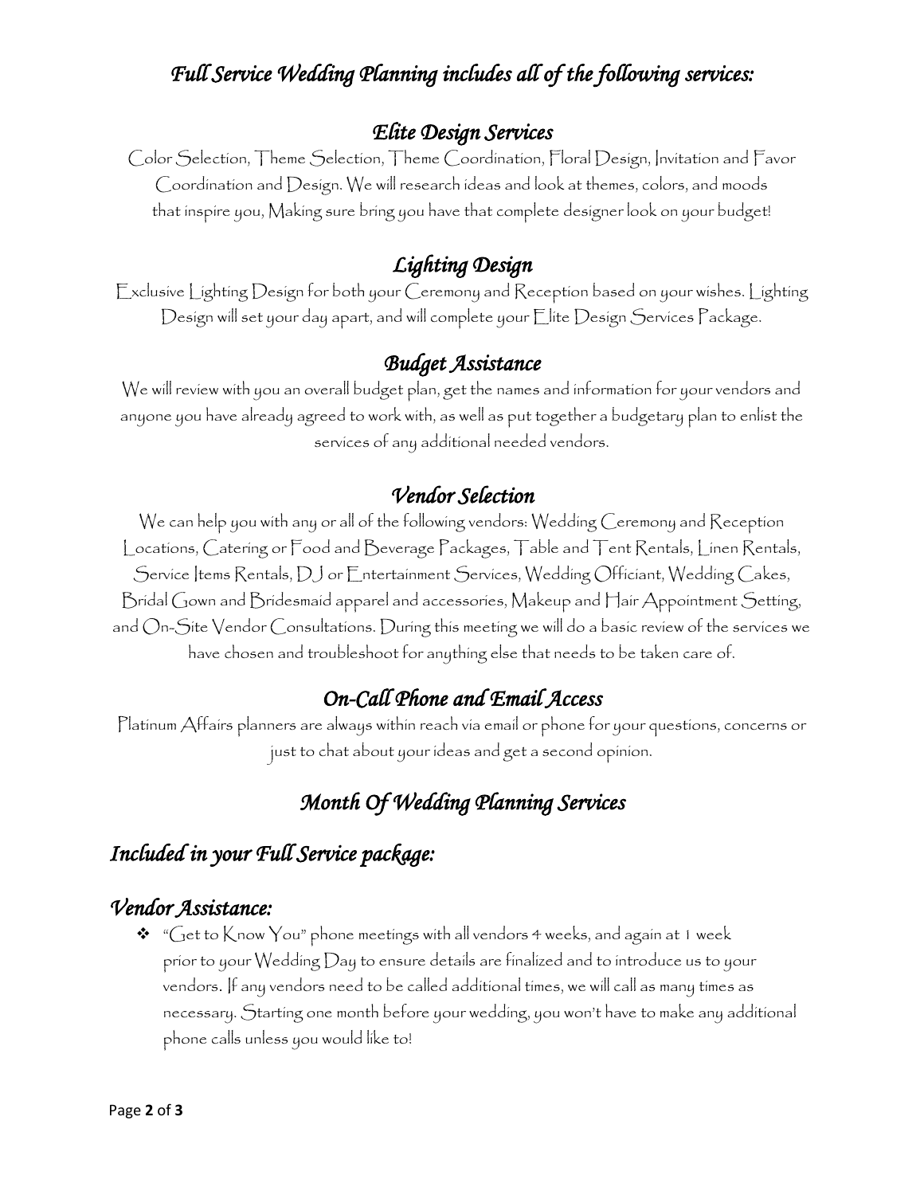## *Full Service Wedding Planning includes all of the following services:*

### *Elite Design Services*

Color Selection, Theme Selection, Theme Coordination, Floral Design, Invitation and Favor Coordination and Design. We will research ideas and look at themes, colors, and moods that inspire you, Making sure bring you have that complete designer look on your budget!

### *Lighting Design*

Exclusive Lighting Design for both your Ceremony and Reception based on your wishes. Lighting Design will set your day apart, and will complete your Elite Design Services Package.

### *Budget Assistance*

We will review with you an overall budget plan, get the names and information for your vendors and anyone you have already agreed to work with, as well as put together a budgetary plan to enlist the services of any additional needed vendors.

### *Vendor Selection*

We can help you with any or all of the following vendors: Wedding Ceremony and Reception Locations, Catering or Food and Beverage Packages, Table and Tent Rentals, Linen Rentals, Service Items Rentals, DJ or Entertainment Services, Wedding Officiant, Wedding Cakes, Bridal Gown and Bridesmaid apparel and accessories, Makeup and Hair Appointment Setting, and On-Site Vendor Consultations. During this meeting we will do a basic review of the services we have chosen and troubleshoot for anything else that needs to be taken care of.

### *On-Call Phone and Email Access*

Platinum Affairs planners are always within reach via email or phone for your questions, concerns or just to chat about your ideas and get a second opinion.

## *Month Of Wedding Planning Services*

## *Included in your Full Service package:*

## *Vendor Assistance:*

- "Get to Know You" phone meetings with all vendors 4 weeks, and again at 1 week prior to your Wedding Day to ensure details are finalized and to introduce us to your vendors. If any vendors need to be called additional times, we will call as many times as necessary. Starting one month before your wedding, you won't have to make any additional phone calls unless you would like to!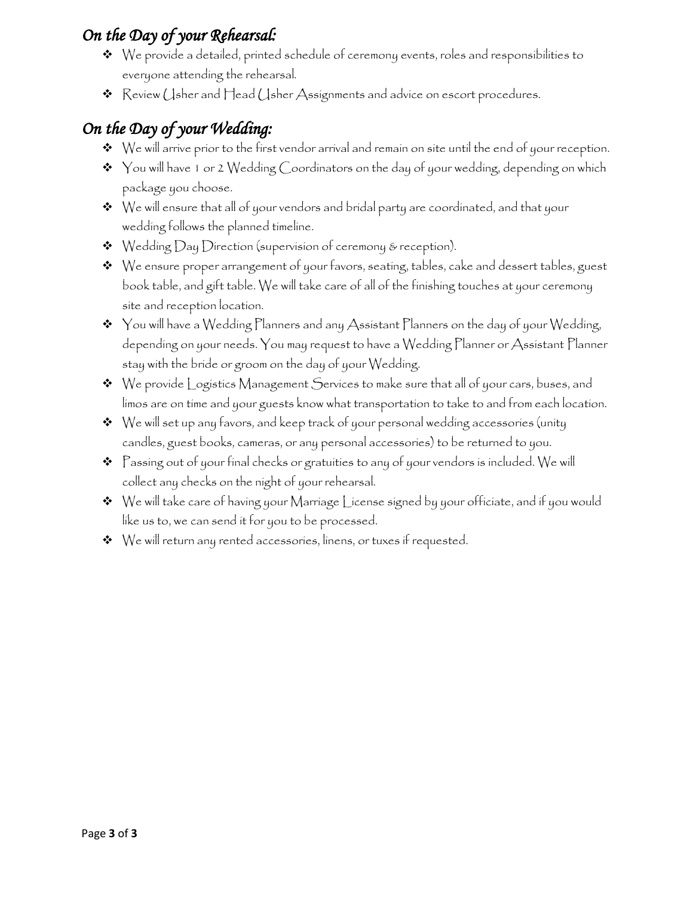## *On the Day of your Rehearsal:*

- We provide a detailed, printed schedule of ceremony events, roles and responsibilities to everyone attending the rehearsal.
- Review Usher and Head Usher Assignments and advice on escort procedures.

## *On the Day of your Wedding:*

- We will arrive prior to the first vendor arrival and remain on site until the end of your reception.
- You will have 1 or 2 Wedding Coordinators on the day of your wedding, depending on which package you choose.
- We will ensure that all of your vendors and bridal party are coordinated, and that your wedding follows the planned timeline.
- Wedding Day Direction (supervision of ceremony & reception).
- We ensure proper arrangement of your favors, seating, tables, cake and dessert tables, guest book table, and gift table. We will take care of all of the finishing touches at your ceremony site and reception location.
- You will have a Wedding Planners and any Assistant Planners on the day of your Wedding, depending on your needs. You may request to have a Wedding Planner or Assistant Planner stay with the bride or groom on the day of your Wedding.
- We provide Logistics Management Services to make sure that all of your cars, buses, and limos are on time and your guests know what transportation to take to and from each location.
- We will set up any favors, and keep track of your personal wedding accessories (unity candles, guest books, cameras, or any personal accessories) to be returned to you.
- Passing out of your final checks or gratuities to any of your vendors is included. We will collect any checks on the night of your rehearsal.
- We will take care of having your Marriage License signed by your officiate, and if you would like us to, we can send it for you to be processed.
- We will return any rented accessories, linens, or tuxes if requested.